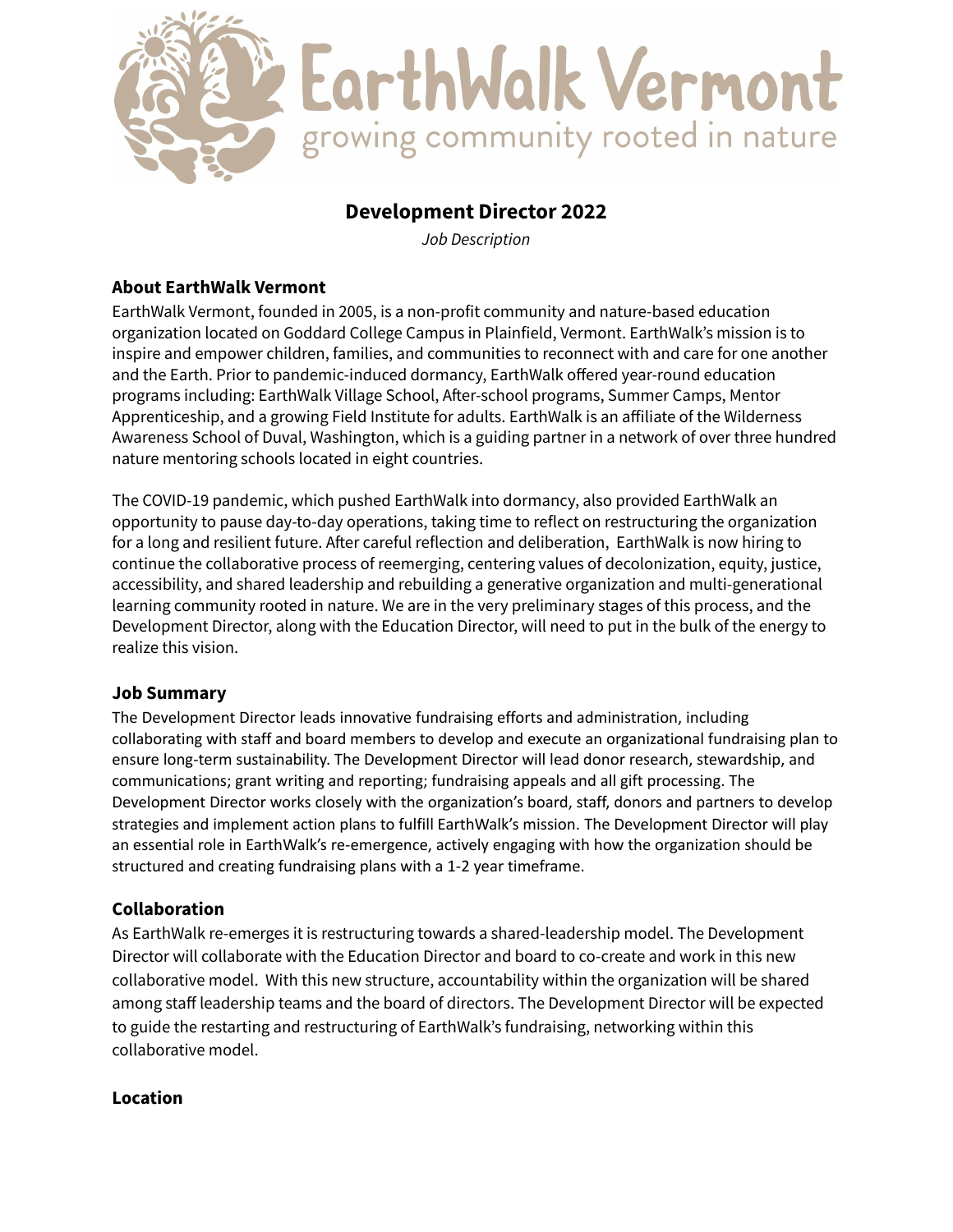# EarthWalk Vermont

growing community rooted in nature

## Development Director 2022

*Job Description*

### About EarthWalk Vermont

EarthWalk Vermont, founded in 2005, is a non-profit community and nature-based education organization located on Goddard College Campus in Plainfield, Vermont. EarthWalk's mission is to inspire and empower children, families, and communities to reconnect with and care for one another and the Earth. Prior to pandemic-induced dormancy, EarthWalk offered year-round education programs including: EarthWalk Village School, After-school programs, Summer Camps, Mentor Apprenticeship, and a growing Field Institute for adults. EarthWalk is an affiliate of the Wilderness Awareness School of Duval, Washington, which is a guiding partner in a network of over three hundred nature mentoring schools located in eight countries.

The COVID-19 pandemic, which pushed EarthWalk into dormancy, also provided EarthWalk an opportunity to pause day-to-day operations, taking time to reflect on restructuring the organization for a long and resilient future. After careful reflection and deliberation, EarthWalk is now hiring to continue the collaborative process of reemerging, centering values of decolonization, equity, justice, accessibility, and shared leadership and rebuilding a generative organization and multi-generational learning community rooted in nature. We are in the very preliminary stages of this process, and the Development Director, along with the Education Director, will need to put in the bulk of the energy to realize this vision.

### Job Summary

The Development Director leads innovative fundraising efforts and administration, including collaborating with staff and board members to develop and execute an organizational fundraising plan to ensure long-term sustainability. The Development Director will lead donor research, stewardship, and communications; grant writing and reporting; fundraising appeals and all gift processing. The Development Director works closely with the organization's board, staff, donors and partners to develop strategies and implement action plans to fulfill EarthWalk's mission. The Development Director will play an essential role in EarthWalk's re-emergence, actively engaging with how the organization should be structured and creating fundraising plans with a 1-2 year timeframe.

### Collaboration

As EarthWalk re-emerges it is restructuring towards a shared-leadership model. The Development Director will collaborate with the Education Director and board to co-create and work in this new collaborative model. With this new structure, accountability within the organization will be shared among staff leadership teams and the board of directors. The Development Director will be expected to guide the restarting and restructuring of EarthWalk's fundraising, networking within this collaborative model.

### Location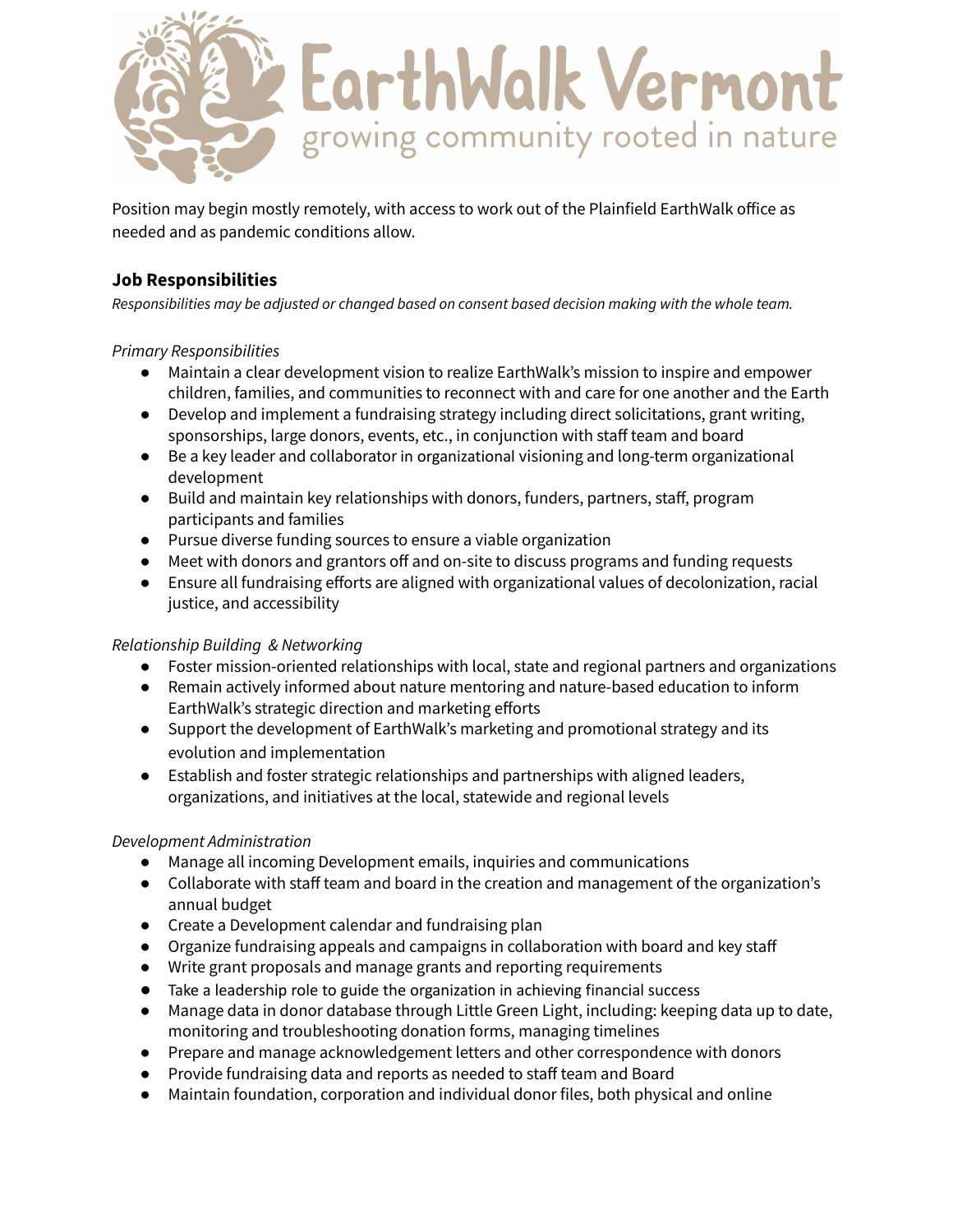Position may begin mostly remotely, with access to work out of the Plainfield EarthWalk office as needed and as pandemic conditions allow.

### Job Responsibilities

*Responsibilities may be adjusted or changed based on consent based decision making with the whole team.*

*Primary Responsibilities*

- Maintain a clear development vision to realize EarthWalk's mission to inspire and empower children, families, and communities to reconnect with and care for one another and the Earth
- Develop and implement a fundraising strategy including direct solicitations, grant writing, sponsorships, large donors, events, etc., in conjunction with staff team and board
- Be a key leader and collaborator in organizational visioning and long-term organizational development
- Build and maintain key relationships with donors, funders, partners, staff, program participants and families
- Pursue diverse funding sources to ensure a viable organization
- Meet with donors and grantors off and on-site to discuss programs and funding requests
- Ensure all fundraising efforts are aligned with organizational values of decolonization, racial justice, and accessibility

*Relationship Building & Networking*

- Foster mission-oriented relationships with local, state and regional partners and organizations
- Remain actively informed about nature mentoring and nature-based education to inform EarthWalk's strategic direction and marketing efforts
- Support the development of EarthWalk's marketing and promotional strategy and its evolution and implementation
- Establish and foster strategic relationships and partnerships with aligned leaders, organizations, and initiatives at the local, statewide and regional levels

*Development Administration*

- Manage all incoming Development emails, inquiries and communications
- Collaborate with staff team and board in the creation and management of the organization's annual budget
- Create a Development calendar and fundraising plan
- Organize fundraising appeals and campaigns in collaboration with board and key staff
- Write grant proposals and manage grants and reporting requirements
- Take a leadership role to guide the organization in achieving financial success
- Manage data in donor database through Little Green Light, including: keeping data up to date, monitoring and troubleshooting donation forms, managing timelines
- Prepare and manage acknowledgement letters and other correspondence with donors
- Provide fundraising data and reports as needed to staff team and Board
- Maintain foundation, corporation and individual donor files, both physical and online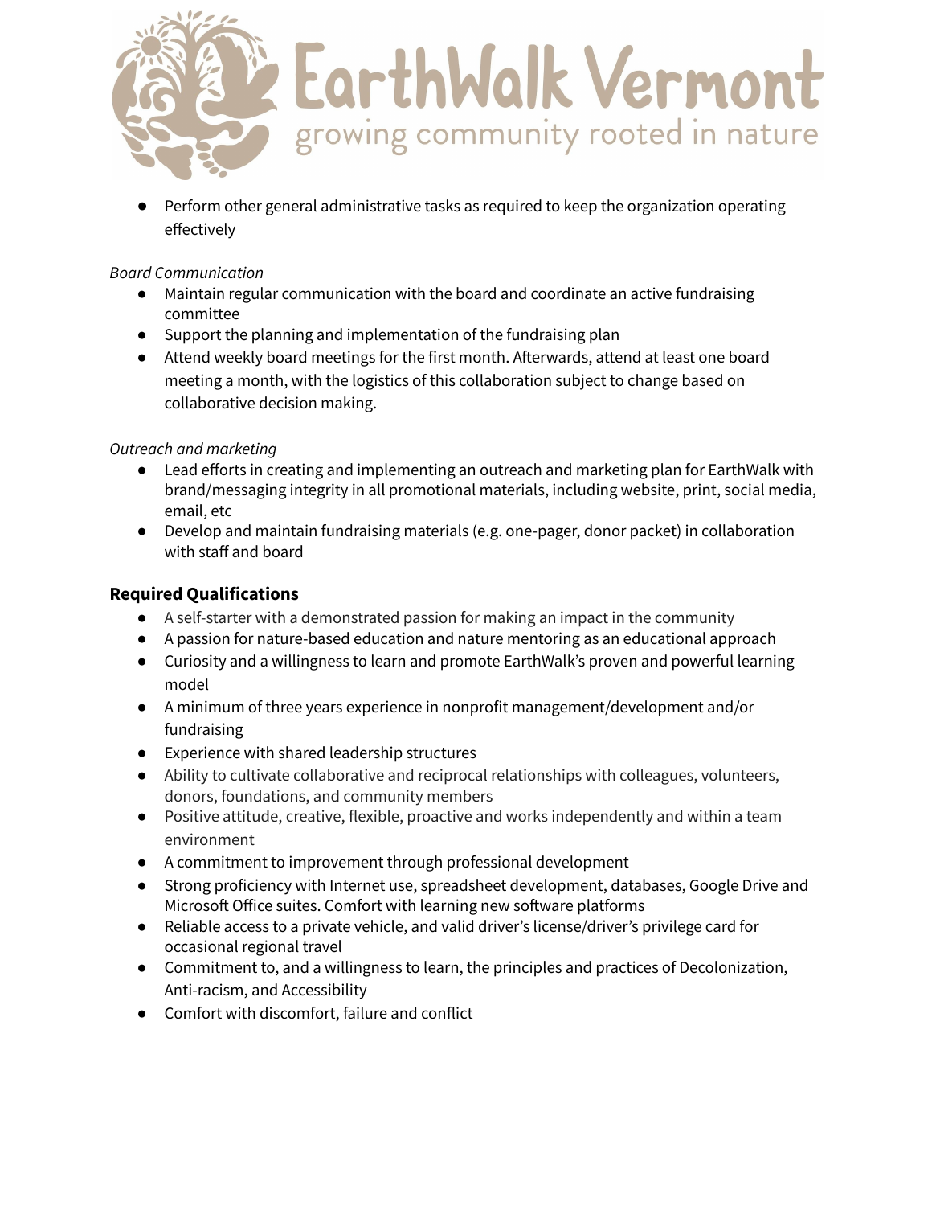- Perform other general administrative tasks as required to keep the organization operating effectively

*Board Communication*

- Maintain regular communication with the board and coordinate an active fundraising committee
- Support the planning and implementation of the fundraising plan
- Attend weekly board meetings for the first month. Afterwards, attend at least one board meeting a month, with the logistics of this collaboration subject to change based on collaborative decision making.

*Outreach and marketing*

- Lead efforts in creating and implementing an outreach and marketing plan for EarthWalk with brand/messaging integrity in all promotional materials, including website, print, social media, email, etc
- Develop and maintain fundraising materials (e.g. one-pager, donor packet) in collaboration with staff and board

### Required Qualifications

- A self-starter with a demonstrated passion for making an impact in the community
- A passion for nature-based education and nature mentoring as an educational approach
- Curiosity and a willingness to learn and promote EarthWalk's proven and powerful learning model
- A minimum of three years experience in nonprofit management/development and/or fundraising
- Experience with shared leadership structures
- Ability to cultivate collaborative and reciprocal relationships with colleagues, volunteers, donors, foundations, and community members
- Positive attitude, creative, flexible, proactive and works independently and within a team environment
- A commitment to improvement through professional development
- Strong proficiency with Internet use, spreadsheet development, databases, Google Drive and Microsoft Office suites. Comfort with learning new software platforms
- Reliable access to a private vehicle, and valid driver's license/driver's privilege card for occasional regional travel
- Commitment to, and a willingness to learn, the principles and practices of Decolonization, Anti-racism, and Accessibility
- Comfort with discomfort, failure and conflict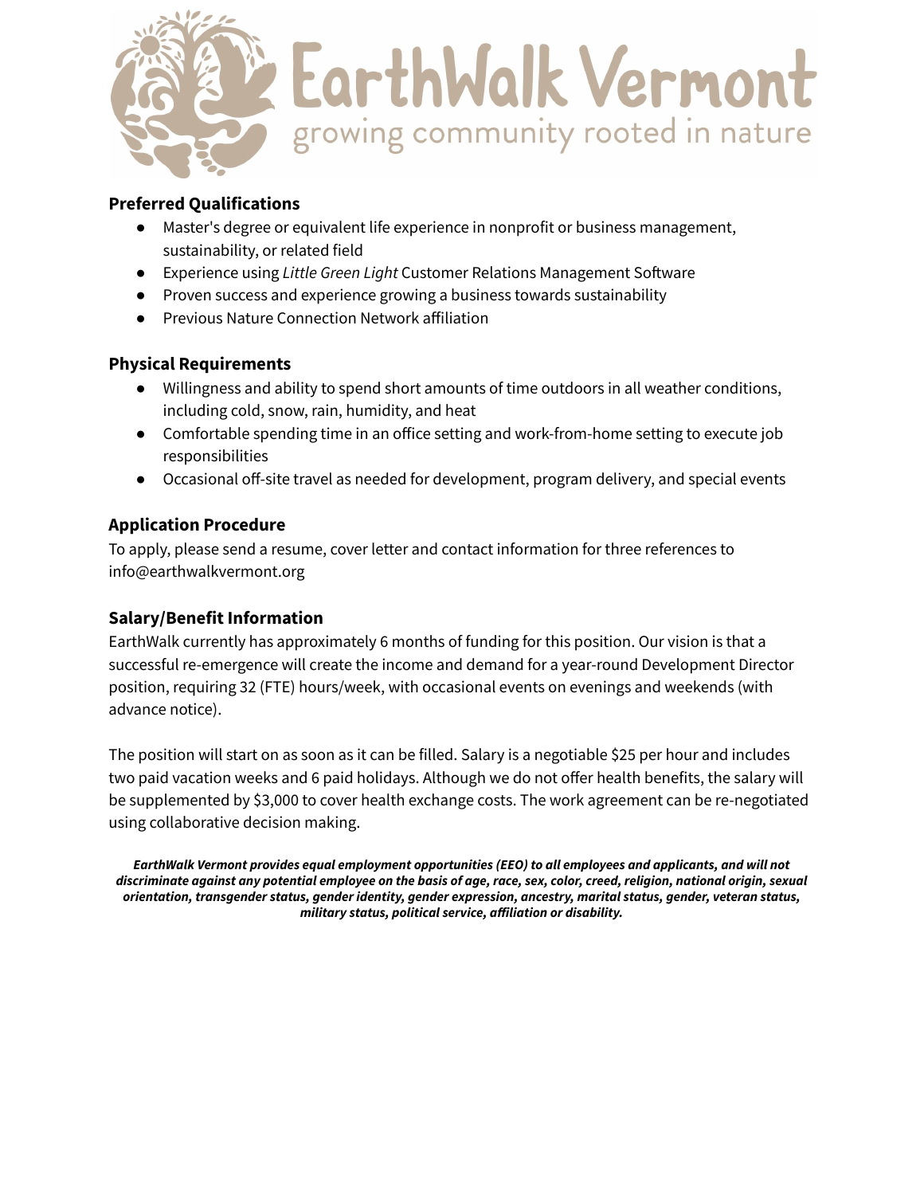EarthWalk Vermont

growing community rooted in nature

**Preferred Qualifications**

- Master's degree or equivalent life experience in nonprofit or business management, sustainability, or related field
- Experience using *Little Green Light* Customer Relations Management Software
- Proven success and experience growing a business towards sustainability
- Previous Nature Connection Network affiliation

**Physical Requirements**

- Willingness and ability to spend short amounts of time outdoors in all weather conditions, including cold, snow, rain, humidity, and heat
- Comfortable spending time in an office setting and work-from-home setting to execute job responsibilities
- Occasional off-site travel as needed for development, program delivery, and special events

**Application Procedure**

To apply, please send a resume, cover letter and contact information for three references to info@earthwalkvermont.org

**Salary/Benefit Information**

EarthWalk currently has approximately 6 months of funding for this position. Our vision is that a successful re-emergence will create the income and demand for a year-round Development Director position, requiring 32 (FTE) hours/week, with occasional events on evenings and weekends (with advance notice).

The position will start on as soon as it can be filled. Salary is a negotiable $25 per hour and includes two paid vacation weeks and 6 paid holidays. Although we do not offer health benefits, the salary will be supplemented by $3,000 to cover health exchange costs. The work agreement can be re-negotiated using collaborative decision making.

***EarthWalk Vermont provides equal employment opportunities (EEO) to all employees and applicants, and will not discriminate against any potential employee on the basis of age, race, sex, color, creed, religion, national origin, sexual orientation, transgender status, gender identity, gender expression, ancestry, marital status, gender, veteran status, military status, political service, affiliation or disability.***